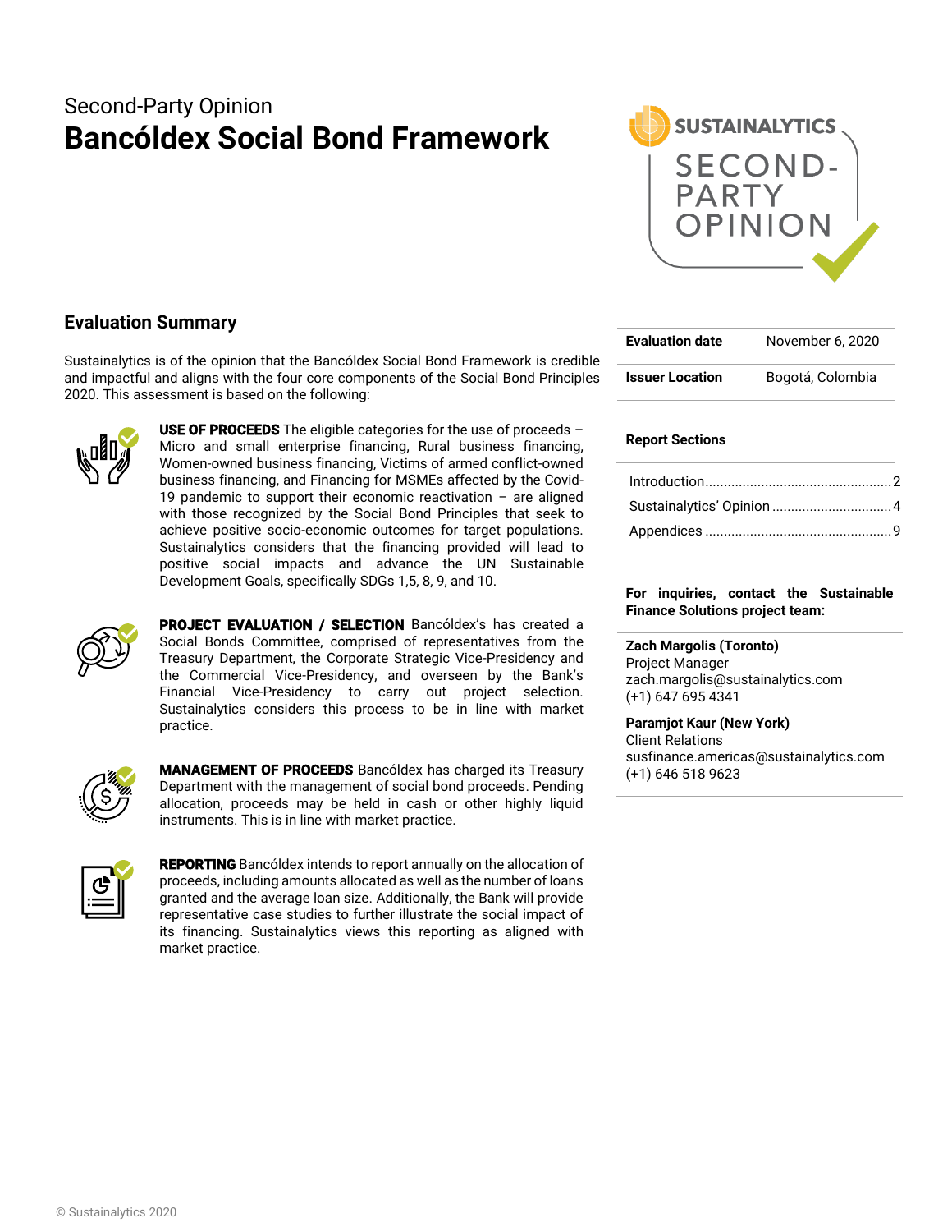Second-Party Opinion

# Bancóldex Social Bond Framework

## Evaluation Summary

Sustainalytics is of the opinion that the Bancóldex Social Bond Framework is credible and impactful and aligns with the four core components of the Social Bond Principles 2020. This assessment is based on the following:

**USE OF PROCEEDS** The eligible categories for the use of proceeds – Micro and small enterprise financing, Rural business financing, Women-owned business financing, Victims of armed conflict-owned business financing, and Financing for MSMEs affected by the Covid-19 pandemic to support their economic reactivation – are aligned with those recognized by the Social Bond Principles that seek to achieve positive socio-economic outcomes for target populations. Sustainalytics considers that the financing provided will lead to positive social impacts and advance the UN Sustainable Development Goals, specifically SDGs 1,5, 8, 9, and 10.

**PROJECT EVALUATION / SELECTION** Bancóldex's has created a Social Bonds Committee, comprised of representatives from the Treasury Department, the Corporate Strategic Vice-Presidency and the Commercial Vice-Presidency, and overseen by the Bank's Financial Vice-Presidency to carry out project selection. Sustainalytics considers this process to be in line with market practice.

**MANAGEMENT OF PROCEEDS** Bancóldex has charged its Treasury Department with the management of social bond proceeds. Pending allocation, proceeds may be held in cash or other highly liquid instruments. This is in line with market practice.

**REPORTING** Bancóldex intends to report annually on the allocation of proceeds, including amounts allocated as well as the number of loans granted and the average loan size. Additionally, the Bank will provide representative case studies to further illustrate the social impact of its financing. Sustainalytics views this reporting as aligned with market practice.

| | |
|---|---|
| **Evaluation date** | November 6, 2020 |
| **Issuer Location** | Bogotá, Colombia |

**Report Sections**

- Introduction ..... 2
- Sustainalytics' Opinion ..... 4
- Appendices ..... 9

**For inquiries, contact the Sustainable Finance Solutions project team:**

**Zach Margolis (Toronto)**
Project Manager
zach.margolis@sustainalytics.com
(+1) 647 695 4341

**Paramjot Kaur (New York)**
Client Relations
susfinance.americas@sustainalytics.com
(+1) 646 518 9623

© Sustainalytics 2020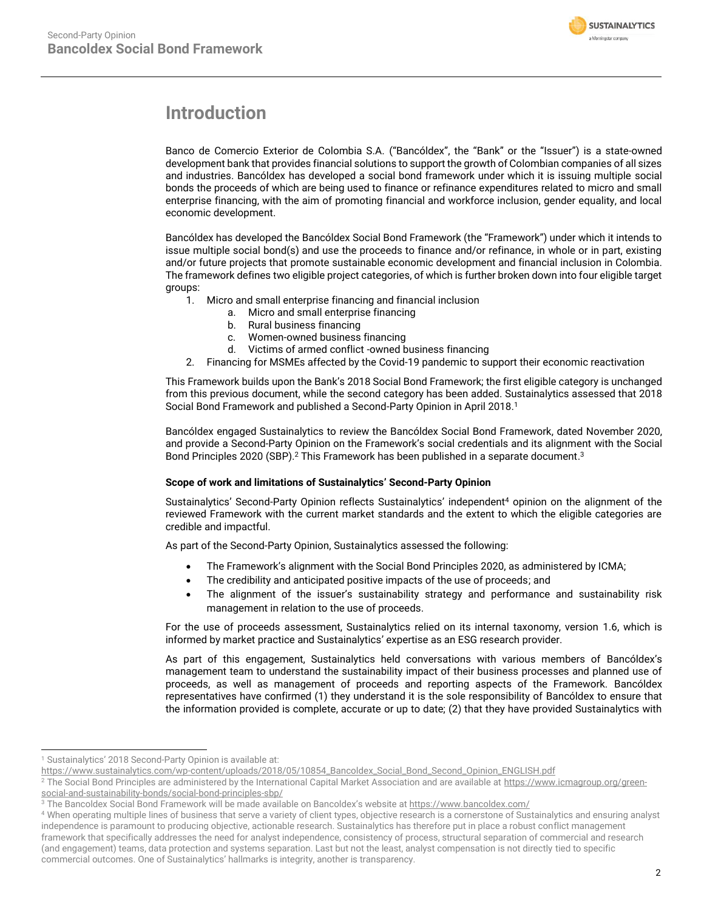# Introduction

Banco de Comercio Exterior de Colombia S.A. ("Bancóldex", the "Bank" or the "Issuer") is a state-owned development bank that provides financial solutions to support the growth of Colombian companies of all sizes and industries. Bancóldex has developed a social bond framework under which it is issuing multiple social bonds the proceeds of which are being used to finance or refinance expenditures related to micro and small enterprise financing, with the aim of promoting financial and workforce inclusion, gender equality, and local economic development.

Bancóldex has developed the Bancóldex Social Bond Framework (the "Framework") under which it intends to issue multiple social bond(s) and use the proceeds to finance and/or refinance, in whole or in part, existing and/or future projects that promote sustainable economic development and financial inclusion in Colombia. The framework defines two eligible project categories, of which is further broken down into four eligible target groups:

1. Micro and small enterprise financing and financial inclusion
    a. Micro and small enterprise financing
    b. Rural business financing
    c. Women-owned business financing
    d. Victims of armed conflict -owned business financing
2. Financing for MSMEs affected by the Covid-19 pandemic to support their economic reactivation

This Framework builds upon the Bank's 2018 Social Bond Framework; the first eligible category is unchanged from this previous document, while the second category has been added. Sustainalytics assessed that 2018 Social Bond Framework and published a Second-Party Opinion in April 2018.[1]

Bancóldex engaged Sustainalytics to review the Bancóldex Social Bond Framework, dated November 2020, and provide a Second-Party Opinion on the Framework's social credentials and its alignment with the Social Bond Principles 2020 (SBP).[2] This Framework has been published in a separate document.[3]

**Scope of work and limitations of Sustainalytics' Second-Party Opinion**

Sustainalytics' Second-Party Opinion reflects Sustainalytics' independent[4] opinion on the alignment of the reviewed Framework with the current market standards and the extent to which the eligible categories are credible and impactful.

As part of the Second-Party Opinion, Sustainalytics assessed the following:

- The Framework's alignment with the Social Bond Principles 2020, as administered by ICMA;
- The credibility and anticipated positive impacts of the use of proceeds; and
- The alignment of the issuer's sustainability strategy and performance and sustainability risk management in relation to the use of proceeds.

For the use of proceeds assessment, Sustainalytics relied on its internal taxonomy, version 1.6, which is informed by market practice and Sustainalytics' expertise as an ESG research provider.

As part of this engagement, Sustainalytics held conversations with various members of Bancóldex's management team to understand the sustainability impact of their business processes and planned use of proceeds, as well as management of proceeds and reporting aspects of the Framework. Bancóldex representatives have confirmed (1) they understand it is the sole responsibility of Bancóldex to ensure that the information provided is complete, accurate or up to date; (2) that they have provided Sustainalytics with

---

[1] Sustainalytics' 2018 Second-Party Opinion is available at: https://www.sustainalytics.com/wp-content/uploads/2018/05/10854_Bancoldex_Social_Bond_Second_Opinion_ENGLISH.pdf

[2] The Social Bond Principles are administered by the International Capital Market Association and are available at https://www.icmagroup.org/green-social-and-sustainability-bonds/social-bond-principles-sbp/

[3] The Bancoldex Social Bond Framework will be made available on Bancoldex's website at https://www.bancoldex.com/

[4] When operating multiple lines of business that serve a variety of client types, objective research is a cornerstone of Sustainalytics and ensuring analyst independence is paramount to producing objective, actionable research. Sustainalytics has therefore put in place a robust conflict management framework that specifically addresses the need for analyst independence, consistency of process, structural separation of commercial and research (and engagement) teams, data protection and systems separation. Last but not the least, analyst compensation is not directly tied to specific commercial outcomes. One of Sustainalytics' hallmarks is integrity, another is transparency.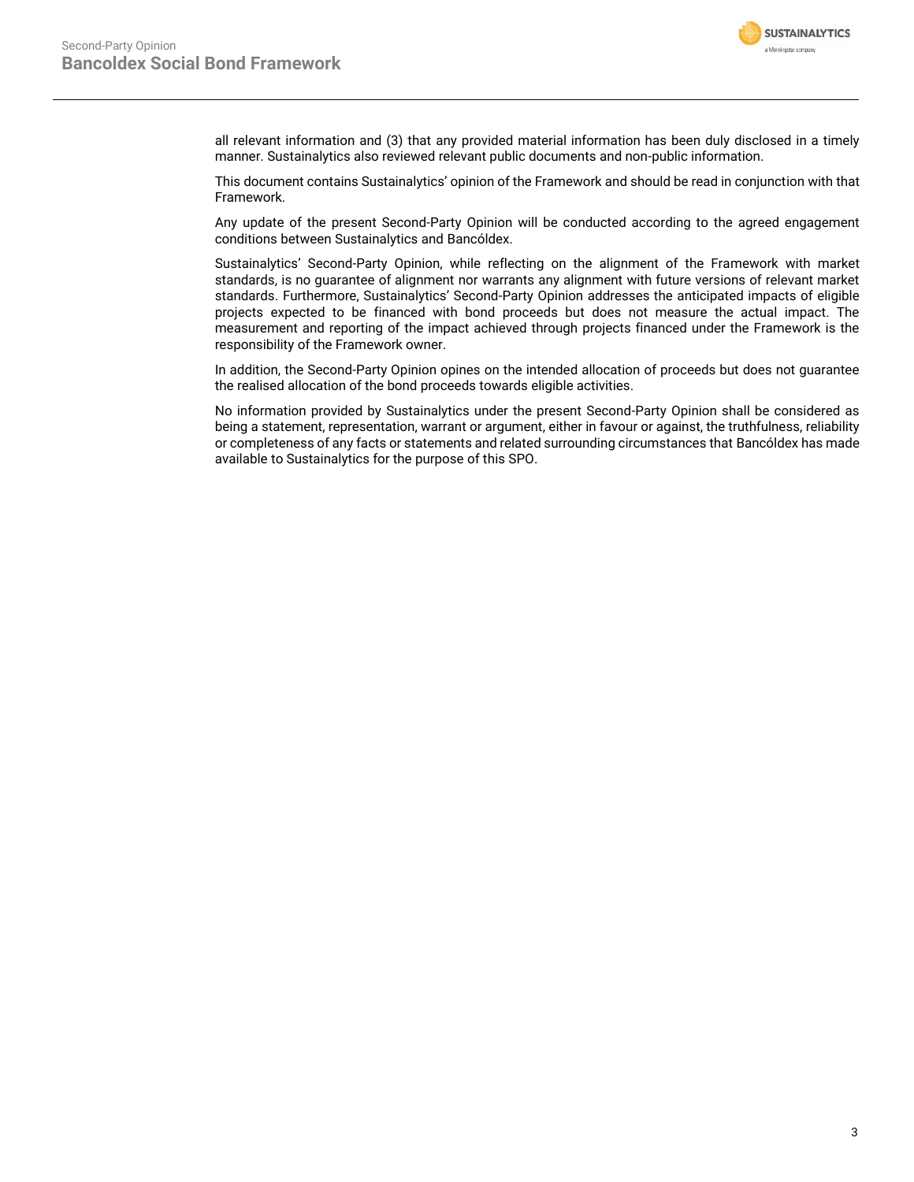all relevant information and (3) that any provided material information has been duly disclosed in a timely manner. Sustainalytics also reviewed relevant public documents and non-public information.

This document contains Sustainalytics' opinion of the Framework and should be read in conjunction with that Framework.

Any update of the present Second-Party Opinion will be conducted according to the agreed engagement conditions between Sustainalytics and Bancóldex.

Sustainalytics' Second-Party Opinion, while reflecting on the alignment of the Framework with market standards, is no guarantee of alignment nor warrants any alignment with future versions of relevant market standards. Furthermore, Sustainalytics' Second-Party Opinion addresses the anticipated impacts of eligible projects expected to be financed with bond proceeds but does not measure the actual impact. The measurement and reporting of the impact achieved through projects financed under the Framework is the responsibility of the Framework owner.

In addition, the Second-Party Opinion opines on the intended allocation of proceeds but does not guarantee the realised allocation of the bond proceeds towards eligible activities.

No information provided by Sustainalytics under the present Second-Party Opinion shall be considered as being a statement, representation, warrant or argument, either in favour or against, the truthfulness, reliability or completeness of any facts or statements and related surrounding circumstances that Bancóldex has made available to Sustainalytics for the purpose of this SPO.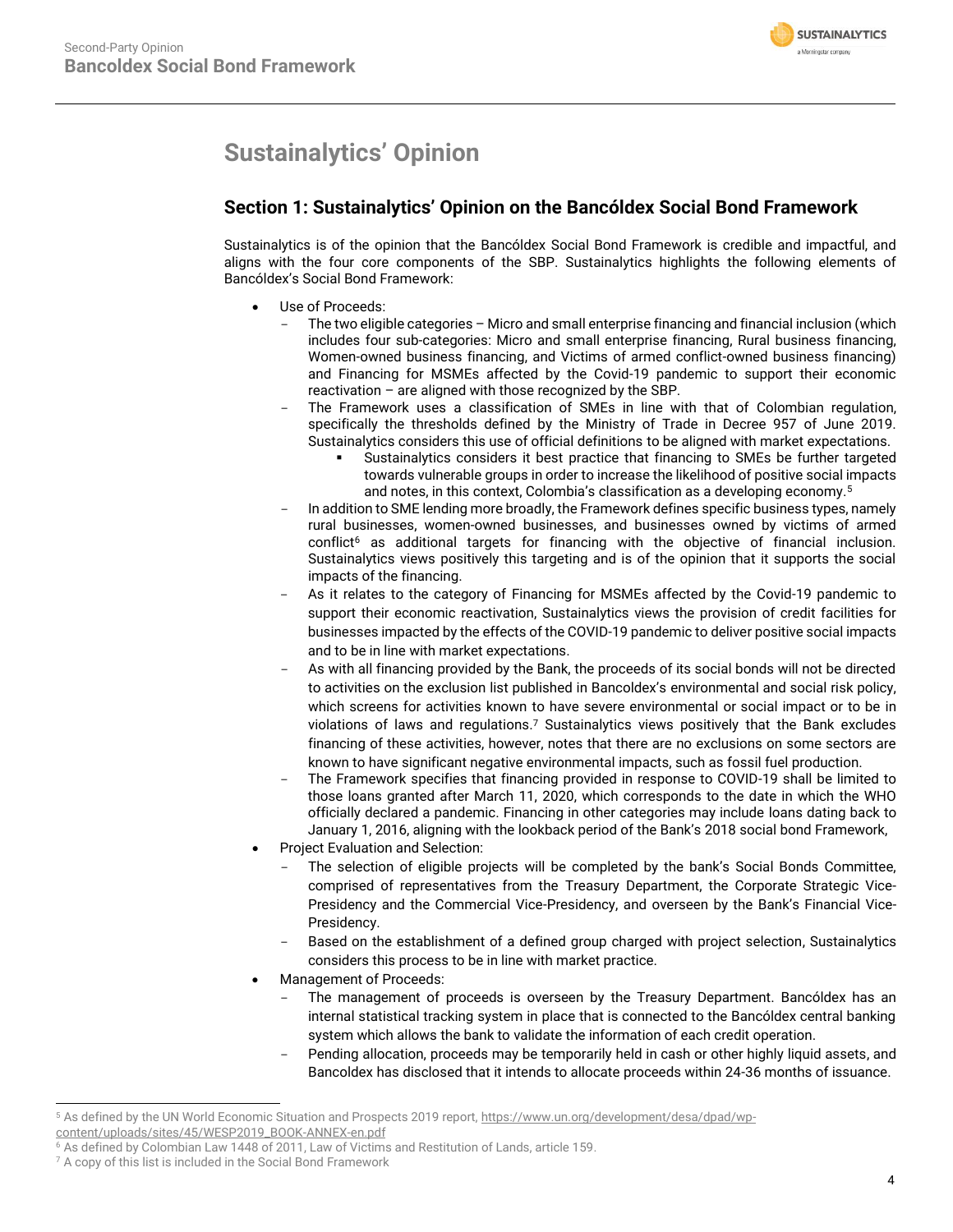# Sustainalytics' Opinion

## Section 1: Sustainalytics' Opinion on the Bancóldex Social Bond Framework

Sustainalytics is of the opinion that the Bancóldex Social Bond Framework is credible and impactful, and aligns with the four core components of the SBP. Sustainalytics highlights the following elements of Bancóldex's Social Bond Framework:

- Use of Proceeds:
  - The two eligible categories – Micro and small enterprise financing and financial inclusion (which includes four sub-categories: Micro and small enterprise financing, Rural business financing, Women-owned business financing, and Victims of armed conflict-owned business financing) and Financing for MSMEs affected by the Covid-19 pandemic to support their economic reactivation – are aligned with those recognized by the SBP.
  - The Framework uses a classification of SMEs in line with that of Colombian regulation, specifically the thresholds defined by the Ministry of Trade in Decree 957 of June 2019. Sustainalytics considers this use of official definitions to be aligned with market expectations.
    - Sustainalytics considers it best practice that financing to SMEs be further targeted towards vulnerable groups in order to increase the likelihood of positive social impacts and notes, in this context, Colombia's classification as a developing economy.[5]
  - In addition to SME lending more broadly, the Framework defines specific business types, namely rural businesses, women-owned businesses, and businesses owned by victims of armed conflict[6] as additional targets for financing with the objective of financial inclusion. Sustainalytics views positively this targeting and is of the opinion that it supports the social impacts of the financing.
  - As it relates to the category of Financing for MSMEs affected by the Covid-19 pandemic to support their economic reactivation, Sustainalytics views the provision of credit facilities for businesses impacted by the effects of the COVID-19 pandemic to deliver positive social impacts and to be in line with market expectations.
  - As with all financing provided by the Bank, the proceeds of its social bonds will not be directed to activities on the exclusion list published in Bancoldex's environmental and social risk policy, which screens for activities known to have severe environmental or social impact or to be in violations of laws and regulations.[7] Sustainalytics views positively that the Bank excludes financing of these activities, however, notes that there are no exclusions on some sectors are known to have significant negative environmental impacts, such as fossil fuel production.
  - The Framework specifies that financing provided in response to COVID-19 shall be limited to those loans granted after March 11, 2020, which corresponds to the date in which the WHO officially declared a pandemic. Financing in other categories may include loans dating back to January 1, 2016, aligning with the lookback period of the Bank's 2018 social bond Framework,
- Project Evaluation and Selection:
  - The selection of eligible projects will be completed by the bank's Social Bonds Committee, comprised of representatives from the Treasury Department, the Corporate Strategic Vice-Presidency and the Commercial Vice-Presidency, and overseen by the Bank's Financial Vice-Presidency.
  - Based on the establishment of a defined group charged with project selection, Sustainalytics considers this process to be in line with market practice.
- Management of Proceeds:
  - The management of proceeds is overseen by the Treasury Department. Bancóldex has an internal statistical tracking system in place that is connected to the Bancóldex central banking system which allows the bank to validate the information of each credit operation.
  - Pending allocation, proceeds may be temporarily held in cash or other highly liquid assets, and Bancoldex has disclosed that it intends to allocate proceeds within 24-36 months of issuance.

---

[5] As defined by the UN World Economic Situation and Prospects 2019 report, https://www.un.org/development/desa/dpad/wp-content/uploads/sites/45/WESP2019_BOOK-ANNEX-en.pdf

[6] As defined by Colombian Law 1448 of 2011, Law of Victims and Restitution of Lands, article 159.

[7] A copy of this list is included in the Social Bond Framework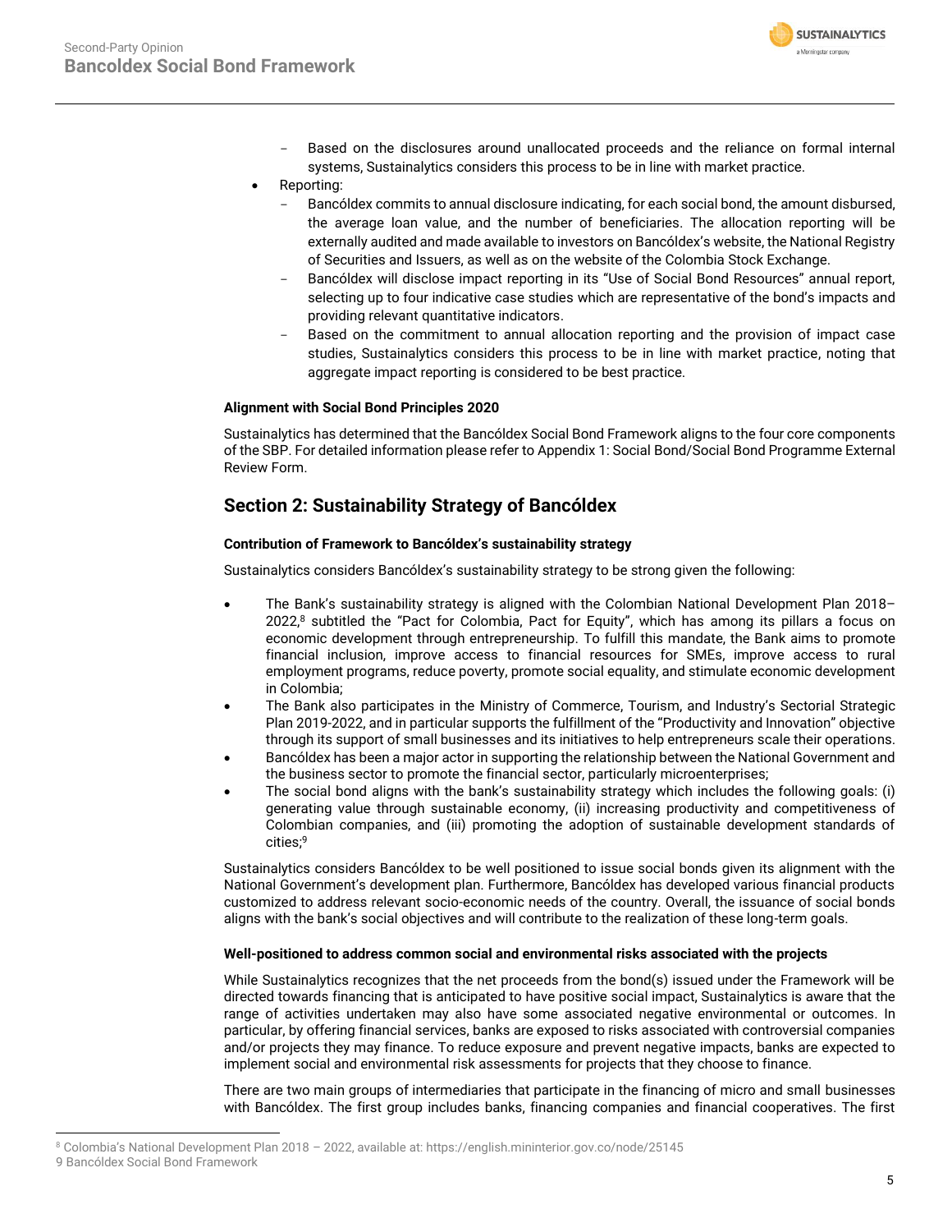- Based on the disclosures around unallocated proceeds and the reliance on formal internal systems, Sustainalytics considers this process to be in line with market practice.
- Reporting:
   - Bancóldex commits to annual disclosure indicating, for each social bond, the amount disbursed, the average loan value, and the number of beneficiaries. The allocation reporting will be externally audited and made available to investors on Bancóldex's website, the National Registry of Securities and Issuers, as well as on the website of the Colombia Stock Exchange.
   - Bancóldex will disclose impact reporting in its "Use of Social Bond Resources" annual report, selecting up to four indicative case studies which are representative of the bond's impacts and providing relevant quantitative indicators.
   - Based on the commitment to annual allocation reporting and the provision of impact case studies, Sustainalytics considers this process to be in line with market practice, noting that aggregate impact reporting is considered to be best practice.

**Alignment with Social Bond Principles 2020**

Sustainalytics has determined that the Bancóldex Social Bond Framework aligns to the four core components of the SBP. For detailed information please refer to Appendix 1: Social Bond/Social Bond Programme External Review Form.

## Section 2: Sustainability Strategy of Bancóldex

**Contribution of Framework to Bancóldex's sustainability strategy**

Sustainalytics considers Bancóldex's sustainability strategy to be strong given the following:

- The Bank's sustainability strategy is aligned with the Colombian National Development Plan 2018–2022,[8] subtitled the "Pact for Colombia, Pact for Equity", which has among its pillars a focus on economic development through entrepreneurship. To fulfill this mandate, the Bank aims to promote financial inclusion, improve access to financial resources for SMEs, improve access to rural employment programs, reduce poverty, promote social equality, and stimulate economic development in Colombia;
- The Bank also participates in the Ministry of Commerce, Tourism, and Industry's Sectorial Strategic Plan 2019-2022, and in particular supports the fulfillment of the "Productivity and Innovation" objective through its support of small businesses and its initiatives to help entrepreneurs scale their operations.
- Bancóldex has been a major actor in supporting the relationship between the National Government and the business sector to promote the financial sector, particularly microenterprises;
- The social bond aligns with the bank's sustainability strategy which includes the following goals: (i) generating value through sustainable economy, (ii) increasing productivity and competitiveness of Colombian companies, and (iii) promoting the adoption of sustainable development standards of cities;[9]

Sustainalytics considers Bancóldex to be well positioned to issue social bonds given its alignment with the National Government's development plan. Furthermore, Bancóldex has developed various financial products customized to address relevant socio-economic needs of the country. Overall, the issuance of social bonds aligns with the bank's social objectives and will contribute to the realization of these long-term goals.

**Well-positioned to address common social and environmental risks associated with the projects**

While Sustainalytics recognizes that the net proceeds from the bond(s) issued under the Framework will be directed towards financing that is anticipated to have positive social impact, Sustainalytics is aware that the range of activities undertaken may also have some associated negative environmental or outcomes. In particular, by offering financial services, banks are exposed to risks associated with controversial companies and/or projects they may finance. To reduce exposure and prevent negative impacts, banks are expected to implement social and environmental risk assessments for projects that they choose to finance.

There are two main groups of intermediaries that participate in the financing of micro and small businesses with Bancóldex. The first group includes banks, financing companies and financial cooperatives. The first

[8] Colombia's National Development Plan 2018 – 2022, available at: https://english.mininterior.gov.co/node/25145

[9] Bancóldex Social Bond Framework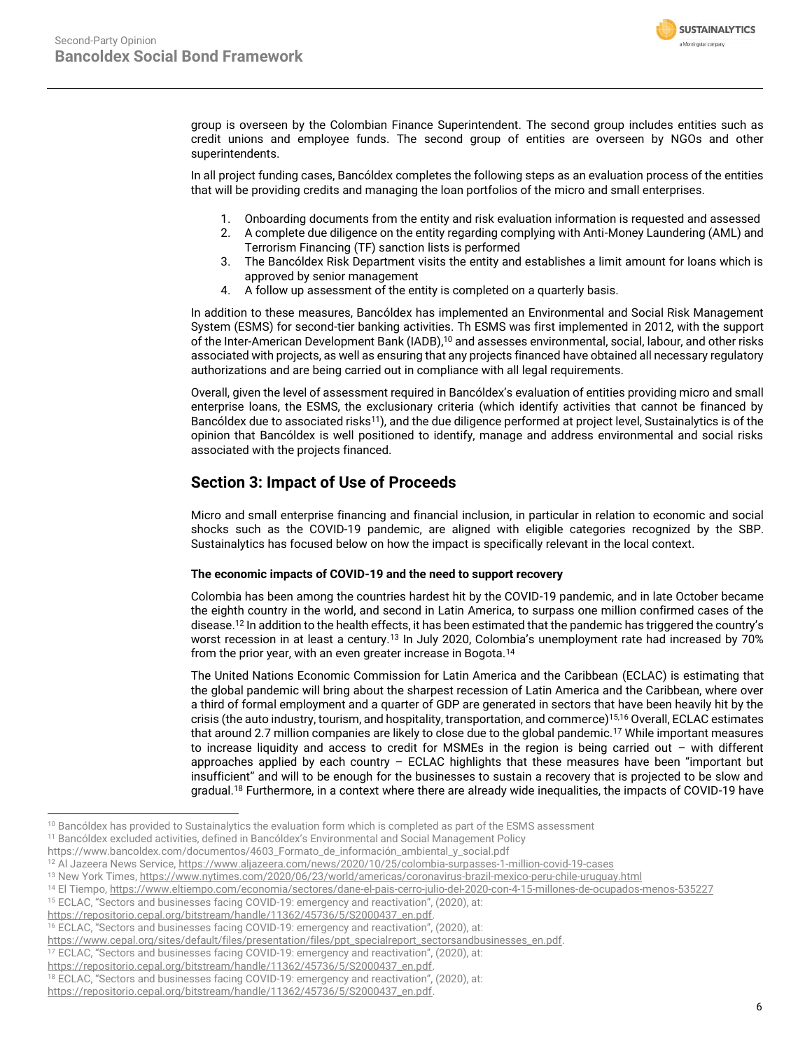group is overseen by the Colombian Finance Superintendent. The second group includes entities such as credit unions and employee funds. The second group of entities are overseen by NGOs and other superintendents.

In all project funding cases, Bancóldex completes the following steps as an evaluation process of the entities that will be providing credits and managing the loan portfolios of the micro and small enterprises.

1. Onboarding documents from the entity and risk evaluation information is requested and assessed
2. A complete due diligence on the entity regarding complying with Anti-Money Laundering (AML) and Terrorism Financing (TF) sanction lists is performed
3. The Bancóldex Risk Department visits the entity and establishes a limit amount for loans which is approved by senior management
4. A follow up assessment of the entity is completed on a quarterly basis.

In addition to these measures, Bancóldex has implemented an Environmental and Social Risk Management System (ESMS) for second-tier banking activities. Th ESMS was first implemented in 2012, with the support of the Inter-American Development Bank (IADB),[10] and assesses environmental, social, labour, and other risks associated with projects, as well as ensuring that any projects financed have obtained all necessary regulatory authorizations and are being carried out in compliance with all legal requirements.

Overall, given the level of assessment required in Bancóldex's evaluation of entities providing micro and small enterprise loans, the ESMS, the exclusionary criteria (which identify activities that cannot be financed by Bancóldex due to associated risks[11]), and the due diligence performed at project level, Sustainalytics is of the opinion that Bancóldex is well positioned to identify, manage and address environmental and social risks associated with the projects financed.

## Section 3: Impact of Use of Proceeds

Micro and small enterprise financing and financial inclusion, in particular in relation to economic and social shocks such as the COVID-19 pandemic, are aligned with eligible categories recognized by the SBP. Sustainalytics has focused below on how the impact is specifically relevant in the local context.

**The economic impacts of COVID-19 and the need to support recovery**

Colombia has been among the countries hardest hit by the COVID-19 pandemic, and in late October became the eighth country in the world, and second in Latin America, to surpass one million confirmed cases of the disease.[12] In addition to the health effects, it has been estimated that the pandemic has triggered the country's worst recession in at least a century.[13] In July 2020, Colombia's unemployment rate had increased by 70% from the prior year, with an even greater increase in Bogota.[14]

The United Nations Economic Commission for Latin America and the Caribbean (ECLAC) is estimating that the global pandemic will bring about the sharpest recession of Latin America and the Caribbean, where over a third of formal employment and a quarter of GDP are generated in sectors that have been heavily hit by the crisis (the auto industry, tourism, and hospitality, transportation, and commerce)[15,16] Overall, ECLAC estimates that around 2.7 million companies are likely to close due to the global pandemic.[17] While important measures to increase liquidity and access to credit for MSMEs in the region is being carried out – with different approaches applied by each country – ECLAC highlights that these measures have been "important but insufficient" and will to be enough for the businesses to sustain a recovery that is projected to be slow and gradual.[18] Furthermore, in a context where there are already wide inequalities, the impacts of COVID-19 have

---

[10] Bancóldex has provided to Sustainalytics the evaluation form which is completed as part of the ESMS assessment

[11] Bancóldex excluded activities, defined in Bancóldex's Environmental and Social Management Policy https://www.bancoldex.com/documentos/4603_Formato_de_información_ambiental_y_social.pdf

[12] Al Jazeera News Service, https://www.aljazeera.com/news/2020/10/25/colombia-surpasses-1-million-covid-19-cases

[13] New York Times, https://www.nytimes.com/2020/06/23/world/americas/coronavirus-brazil-mexico-peru-chile-uruguay.html

[14] El Tiempo, https://www.eltiempo.com/economia/sectores/dane-el-pais-cerro-julio-del-2020-con-4-15-millones-de-ocupados-menos-535227

[15] ECLAC, "Sectors and businesses facing COVID-19: emergency and reactivation", (2020), at: https://repositorio.cepal.org/bitstream/handle/11362/45736/5/S2000437_en.pdf.

[16] ECLAC, "Sectors and businesses facing COVID-19: emergency and reactivation", (2020), at: https://www.cepal.org/sites/default/files/presentation/files/ppt_specialreport_sectorsandbusinesses_en.pdf.

[17] ECLAC, "Sectors and businesses facing COVID-19: emergency and reactivation", (2020), at: https://repositorio.cepal.org/bitstream/handle/11362/45736/5/S2000437_en.pdf.

[18] ECLAC, "Sectors and businesses facing COVID-19: emergency and reactivation", (2020), at: https://repositorio.cepal.org/bitstream/handle/11362/45736/5/S2000437_en.pdf.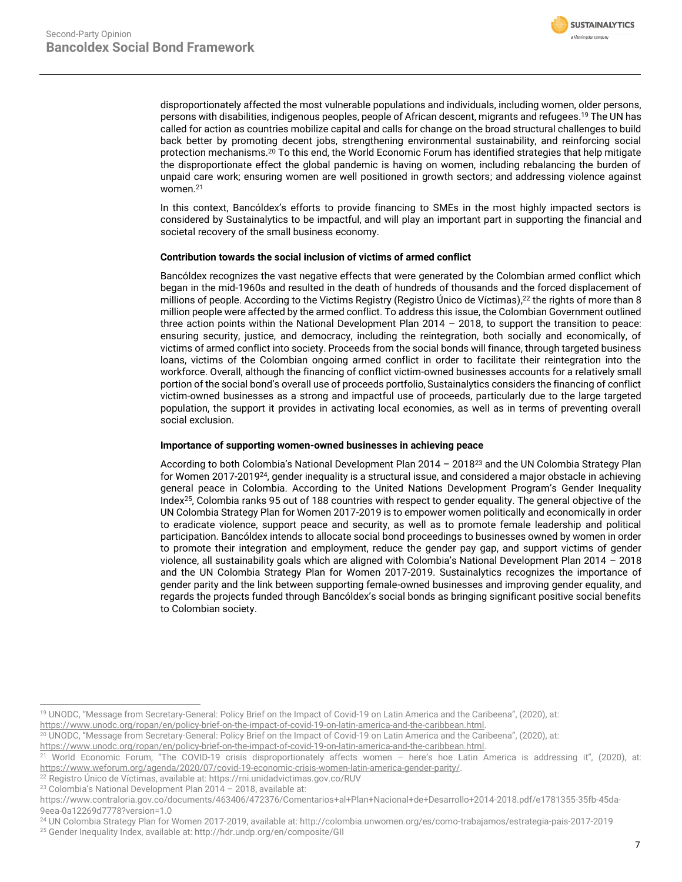disproportionately affected the most vulnerable populations and individuals, including women, older persons, persons with disabilities, indigenous peoples, people of African descent, migrants and refugees.[19] The UN has called for action as countries mobilize capital and calls for change on the broad structural challenges to build back better by promoting decent jobs, strengthening environmental sustainability, and reinforcing social protection mechanisms.[20] To this end, the World Economic Forum has identified strategies that help mitigate the disproportionate effect the global pandemic is having on women, including rebalancing the burden of unpaid care work; ensuring women are well positioned in growth sectors; and addressing violence against women.[21]

In this context, Bancóldex's efforts to provide financing to SMEs in the most highly impacted sectors is considered by Sustainalytics to be impactful, and will play an important part in supporting the financial and societal recovery of the small business economy.

**Contribution towards the social inclusion of victims of armed conflict**

Bancóldex recognizes the vast negative effects that were generated by the Colombian armed conflict which began in the mid-1960s and resulted in the death of hundreds of thousands and the forced displacement of millions of people. According to the Victims Registry (Registro Único de Víctimas),[22] the rights of more than 8 million people were affected by the armed conflict. To address this issue, the Colombian Government outlined three action points within the National Development Plan 2014 – 2018, to support the transition to peace: ensuring security, justice, and democracy, including the reintegration, both socially and economically, of victims of armed conflict into society. Proceeds from the social bonds will finance, through targeted business loans, victims of the Colombian ongoing armed conflict in order to facilitate their reintegration into the workforce. Overall, although the financing of conflict victim-owned businesses accounts for a relatively small portion of the social bond's overall use of proceeds portfolio, Sustainalytics considers the financing of conflict victim-owned businesses as a strong and impactful use of proceeds, particularly due to the large targeted population, the support it provides in activating local economies, as well as in terms of preventing overall social exclusion.

**Importance of supporting women-owned businesses in achieving peace**

According to both Colombia's National Development Plan 2014 – 2018[23] and the UN Colombia Strategy Plan for Women 2017-2019[24], gender inequality is a structural issue, and considered a major obstacle in achieving general peace in Colombia. According to the United Nations Development Program's Gender Inequality Index[25], Colombia ranks 95 out of 188 countries with respect to gender equality. The general objective of the UN Colombia Strategy Plan for Women 2017-2019 is to empower women politically and economically in order to eradicate violence, support peace and security, as well as to promote female leadership and political participation. Bancóldex intends to allocate social bond proceedings to businesses owned by women in order to promote their integration and employment, reduce the gender pay gap, and support victims of gender violence, all sustainability goals which are aligned with Colombia's National Development Plan 2014 – 2018 and the UN Colombia Strategy Plan for Women 2017-2019. Sustainalytics recognizes the importance of gender parity and the link between supporting female-owned businesses and improving gender equality, and regards the projects funded through Bancóldex's social bonds as bringing significant positive social benefits to Colombian society.

---

[19] UNODC, "Message from Secretary-General: Policy Brief on the Impact of Covid-19 on Latin America and the Caribeena", (2020), at: https://www.unodc.org/ropan/en/policy-brief-on-the-impact-of-covid-19-on-latin-america-and-the-caribbean.html.

[20] UNODC, "Message from Secretary-General: Policy Brief on the Impact of Covid-19 on Latin America and the Caribeena", (2020), at: https://www.unodc.org/ropan/en/policy-brief-on-the-impact-of-covid-19-on-latin-america-and-the-caribbean.html.

[21] World Economic Forum, "The COVID-19 crisis disproportionately affects women – here's hoe Latin America is addressing it", (2020), at: https://www.weforum.org/agenda/2020/07/covid-19-economic-crisis-women-latin-america-gender-parity/.

[22] Registro Único de Víctimas, available at: https://rni.unidadvictimas.gov.co/RUV

[23] Colombia's National Development Plan 2014 – 2018, available at: https://www.contraloria.gov.co/documents/463406/472376/Comentarios+al+Plan+Nacional+de+Desarrollo+2014-2018.pdf/e1781355-35fb-45da-9eea-0a12269d7778?version=1.0

[24] UN Colombia Strategy Plan for Women 2017-2019, available at: http://colombia.unwomen.org/es/como-trabajamos/estrategia-pais-2017-2019

[25] Gender Inequality Index, available at: http://hdr.undp.org/en/composite/GII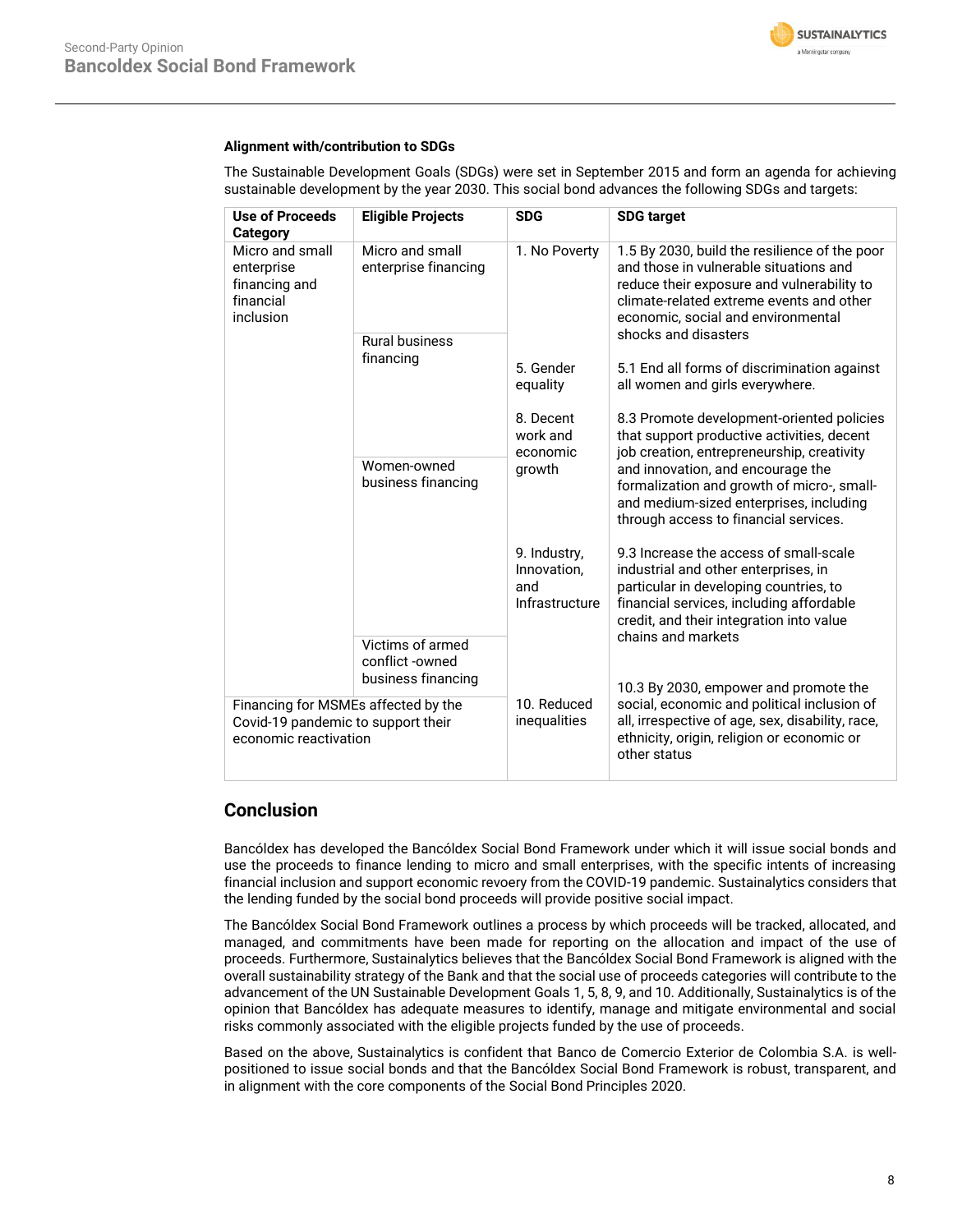**Alignment with/contribution to SDGs**

The Sustainable Development Goals (SDGs) were set in September 2015 and form an agenda for achieving sustainable development by the year 2030. This social bond advances the following SDGs and targets:

| Use of Proceeds Category | Eligible Projects | SDG | SDG target |
|---|---|---|---|
| Micro and small enterprise financing and financial inclusion | Micro and small enterprise financing | 1. No Poverty | 1.5 By 2030, build the resilience of the poor and those in vulnerable situations and reduce their exposure and vulnerability to climate-related extreme events and other economic, social and environmental shocks and disasters |
| | Rural business financing | 5. Gender equality | 5.1 End all forms of discrimination against all women and girls everywhere. |
| | Women-owned business financing | 8. Decent work and economic growth | 8.3 Promote development-oriented policies that support productive activities, decent job creation, entrepreneurship, creativity and innovation, and encourage the formalization and growth of micro-, small- and medium-sized enterprises, including through access to financial services. |
| | Victims of armed conflict -owned business financing | 9. Industry, Innovation, and Infrastructure | 9.3 Increase the access of small-scale industrial and other enterprises, in particular in developing countries, to financial services, including affordable credit, and their integration into value chains and markets |
| Financing for MSMEs affected by the Covid-19 pandemic to support their economic reactivation | | 10. Reduced inequalities | 10.3 By 2030, empower and promote the social, economic and political inclusion of all, irrespective of age, sex, disability, race, ethnicity, origin, religion or economic or other status |

## Conclusion

Bancóldex has developed the Bancóldex Social Bond Framework under which it will issue social bonds and use the proceeds to finance lending to micro and small enterprises, with the specific intents of increasing financial inclusion and support economic revoery from the COVID-19 pandemic. Sustainalytics considers that the lending funded by the social bond proceeds will provide positive social impact.

The Bancóldex Social Bond Framework outlines a process by which proceeds will be tracked, allocated, and managed, and commitments have been made for reporting on the allocation and impact of the use of proceeds. Furthermore, Sustainalytics believes that the Bancóldex Social Bond Framework is aligned with the overall sustainability strategy of the Bank and that the social use of proceeds categories will contribute to the advancement of the UN Sustainable Development Goals 1, 5, 8, 9, and 10. Additionally, Sustainalytics is of the opinion that Bancóldex has adequate measures to identify, manage and mitigate environmental and social risks commonly associated with the eligible projects funded by the use of proceeds.

Based on the above, Sustainalytics is confident that Banco de Comercio Exterior de Colombia S.A. is well-positioned to issue social bonds and that the Bancóldex Social Bond Framework is robust, transparent, and in alignment with the core components of the Social Bond Principles 2020.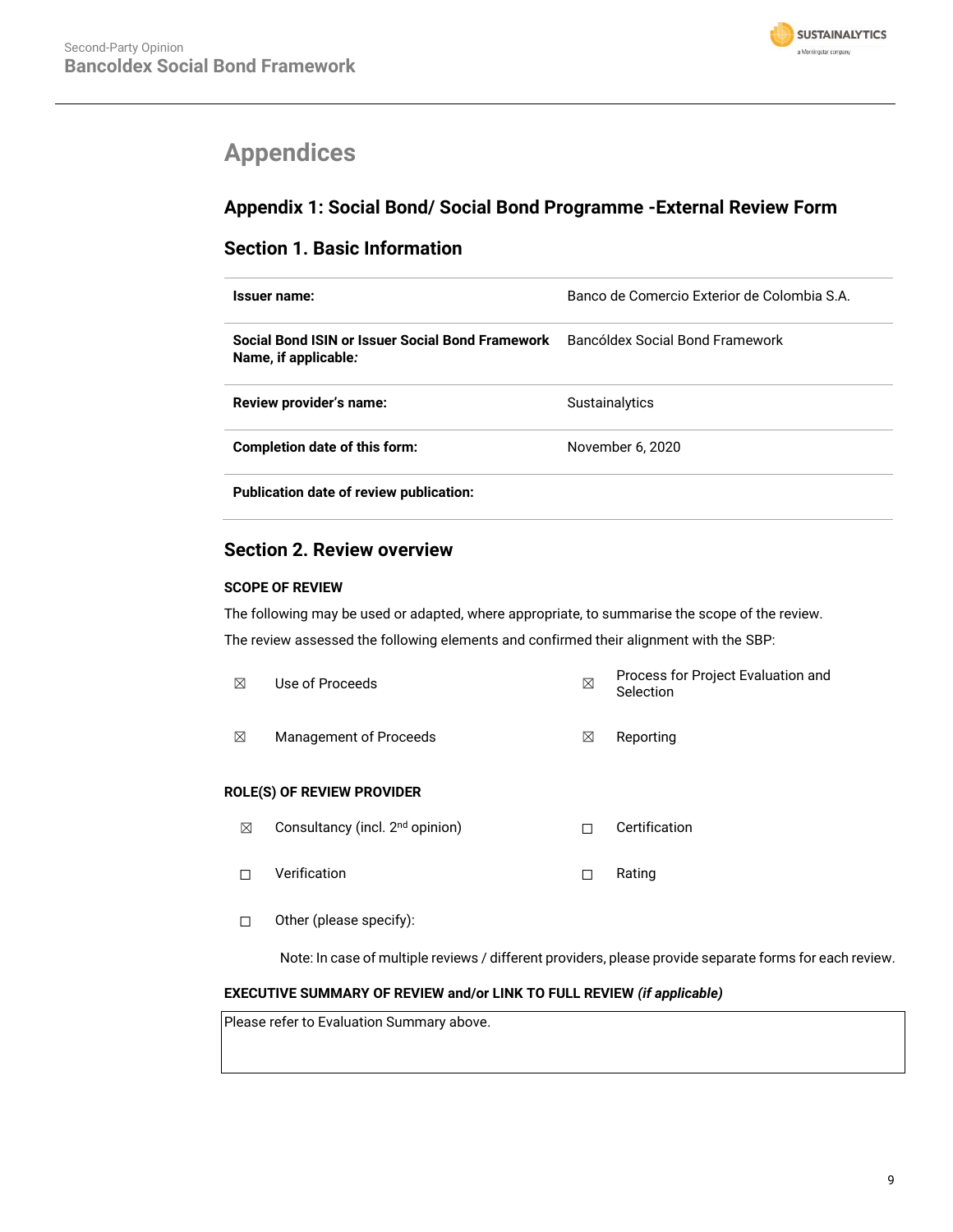# Appendices

## Appendix 1: Social Bond/ Social Bond Programme -External Review Form

### Section 1. Basic Information

| | |
|---|---|
| **Issuer name:** | Banco de Comercio Exterior de Colombia S.A. |
| **Social Bond ISIN or Issuer Social Bond Framework Name, if applicable*:*** | Bancóldex Social Bond Framework |
| **Review provider's name:** | Sustainalytics |
| **Completion date of this form:** | November 6, 2020 |
| **Publication date of review publication:** | |

### Section 2. Review overview

**SCOPE OF REVIEW**

The following may be used or adapted, where appropriate, to summarise the scope of the review.

The review assessed the following elements and confirmed their alignment with the SBP:

| | | | |
|---|---|---|---|
| ☒ | Use of Proceeds | ☒ | Process for Project Evaluation and Selection |
| ☒ | Management of Proceeds | ☒ | Reporting |

**ROLE(S) OF REVIEW PROVIDER**

| | | | |
|---|---|---|---|
| ☒ | Consultancy (incl. 2nd opinion) | ☐ | Certification |
| ☐ | Verification | ☐ | Rating |
| ☐ | Other (please specify): | | |

Note: In case of multiple reviews / different providers, please provide separate forms for each review.

**EXECUTIVE SUMMARY OF REVIEW and/or LINK TO FULL REVIEW *(if applicable)***

| |
|---|
| Please refer to Evaluation Summary above. |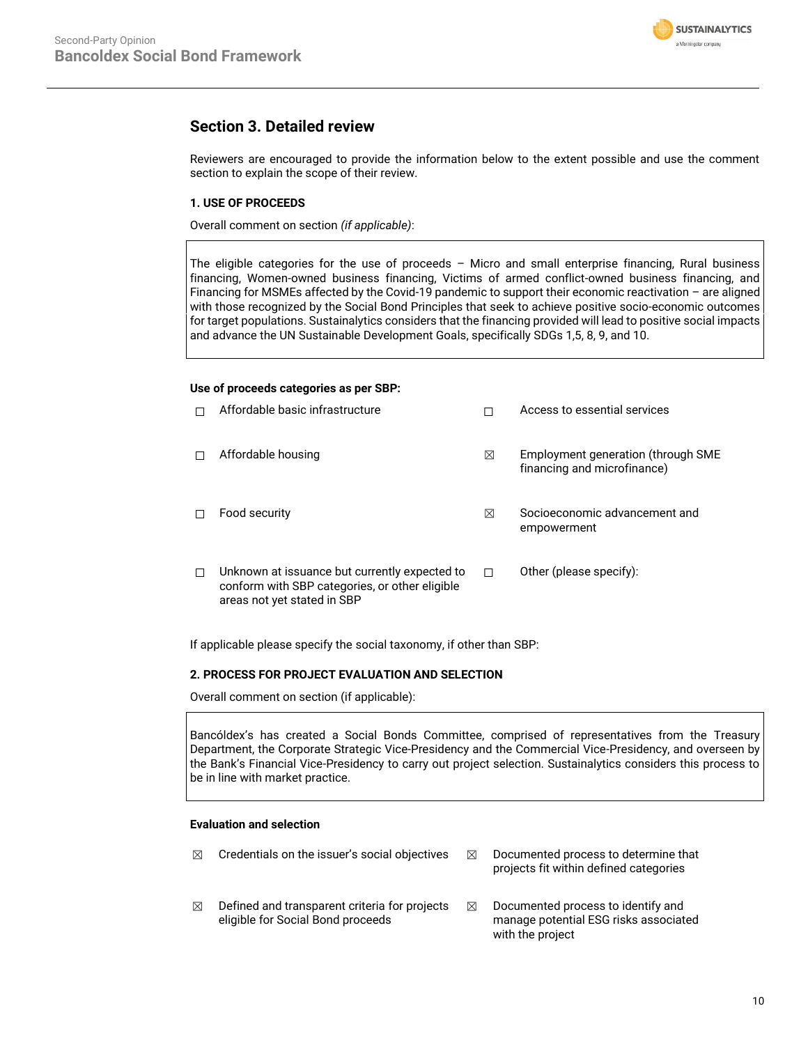## Section 3. Detailed review

Reviewers are encouraged to provide the information below to the extent possible and use the comment section to explain the scope of their review.

### 1. USE OF PROCEEDS

Overall comment on section *(if applicable)*:

> The eligible categories for the use of proceeds – Micro and small enterprise financing, Rural business financing, Women-owned business financing, Victims of armed conflict-owned business financing, and Financing for MSMEs affected by the Covid-19 pandemic to support their economic reactivation – are aligned with those recognized by the Social Bond Principles that seek to achieve positive socio-economic outcomes for target populations. Sustainalytics considers that the financing provided will lead to positive social impacts and advance the UN Sustainable Development Goals, specifically SDGs 1,5, 8, 9, and 10.

**Use of proceeds categories as per SBP:**

- ☐ Affordable basic infrastructure
- ☐ Access to essential services
- ☐ Affordable housing
- ☒ Employment generation (through SME financing and microfinance)
- ☐ Food security
- ☒ Socioeconomic advancement and empowerment
- ☐ Unknown at issuance but currently expected to conform with SBP categories, or other eligible areas not yet stated in SBP
- ☐ Other (please specify):

If applicable please specify the social taxonomy, if other than SBP:

### 2. PROCESS FOR PROJECT EVALUATION AND SELECTION

Overall comment on section (if applicable):

> Bancóldex's has created a Social Bonds Committee, comprised of representatives from the Treasury Department, the Corporate Strategic Vice-Presidency and the Commercial Vice-Presidency, and overseen by the Bank's Financial Vice-Presidency to carry out project selection. Sustainalytics considers this process to be in line with market practice.

**Evaluation and selection**

- ☒ Credentials on the issuer's social objectives
- ☒ Documented process to determine that projects fit within defined categories
- ☒ Defined and transparent criteria for projects eligible for Social Bond proceeds
- ☒ Documented process to identify and manage potential ESG risks associated with the project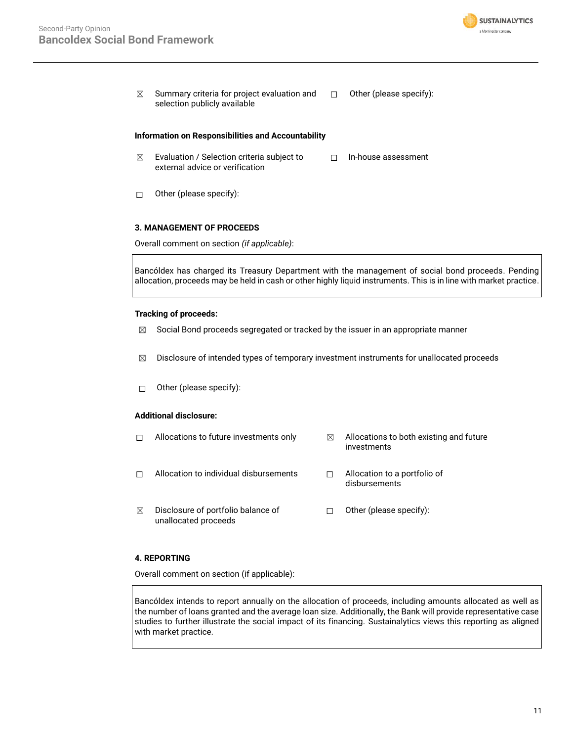☒ Summary criteria for project evaluation and selection publicly available

☐ Other (please specify):

**Information on Responsibilities and Accountability**

☒ Evaluation / Selection criteria subject to external advice or verification

☐ In-house assessment

☐ Other (please specify):

**3. MANAGEMENT OF PROCEEDS**

Overall comment on section *(if applicable)*:

Bancóldex has charged its Treasury Department with the management of social bond proceeds. Pending allocation, proceeds may be held in cash or other highly liquid instruments. This is in line with market practice.

**Tracking of proceeds:**

☒ Social Bond proceeds segregated or tracked by the issuer in an appropriate manner

☒ Disclosure of intended types of temporary investment instruments for unallocated proceeds

☐ Other (please specify):

**Additional disclosure:**

☐ Allocations to future investments only

☒ Allocations to both existing and future investments

☐ Allocation to individual disbursements

☐ Allocation to a portfolio of disbursements

☒ Disclosure of portfolio balance of unallocated proceeds

☐ Other (please specify):

**4. REPORTING**

Overall comment on section (if applicable):

Bancóldex intends to report annually on the allocation of proceeds, including amounts allocated as well as the number of loans granted and the average loan size. Additionally, the Bank will provide representative case studies to further illustrate the social impact of its financing. Sustainalytics views this reporting as aligned with market practice.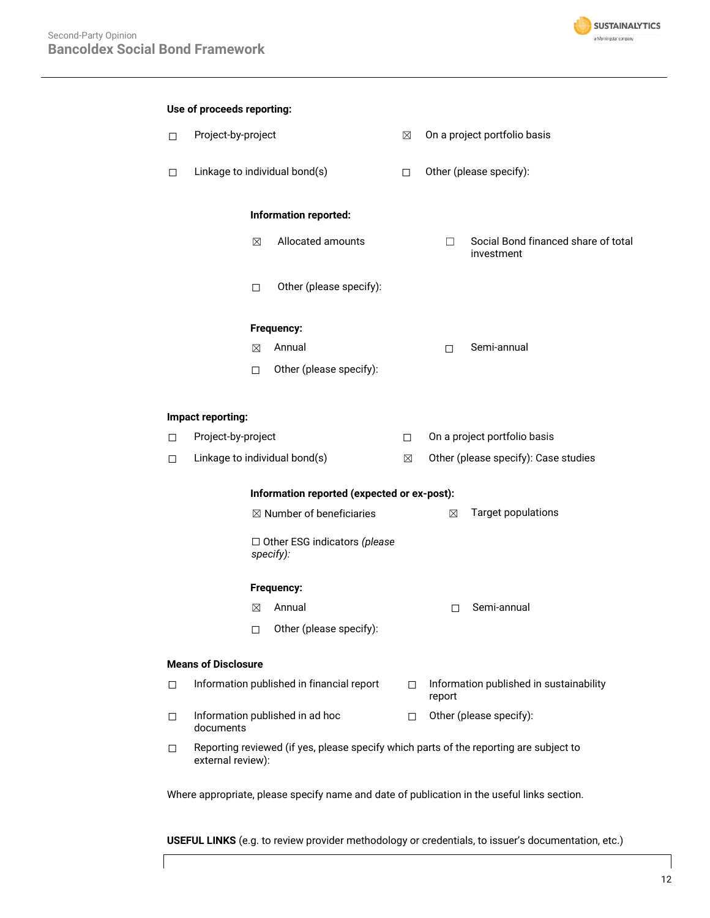**Use of proceeds reporting:**

| | |
|---|---|
| ☐ Project-by-project | ☒ On a project portfolio basis |
| ☐ Linkage to individual bond(s) | ☐ Other (please specify): |

**Information reported:**

| | |
|---|---|
| ☒ Allocated amounts | ☐ Social Bond financed share of total investment |
| ☐ Other (please specify): | |

**Frequency:**

| | |
|---|---|
| ☒ Annual | ☐ Semi-annual |
| ☐ Other (please specify): | |

**Impact reporting:**

| | |
|---|---|
| ☐ Project-by-project | ☐ On a project portfolio basis |
| ☐ Linkage to individual bond(s) | ☒ Other (please specify): Case studies |

**Information reported (expected or ex-post):**

| | |
|---|---|
| ☒ Number of beneficiaries | ☒ Target populations |
| ☐ Other ESG indicators *(please specify):* | |

**Frequency:**

| | |
|---|---|
| ☒ Annual | ☐ Semi-annual |
| ☐ Other (please specify): | |

**Means of Disclosure**

| | |
|---|---|
| ☐ Information published in financial report | ☐ Information published in sustainability report |
| ☐ Information published in ad hoc documents | ☐ Other (please specify): |

☐ Reporting reviewed (if yes, please specify which parts of the reporting are subject to external review):

Where appropriate, please specify name and date of publication in the useful links section.

**USEFUL LINKS** (e.g. to review provider methodology or credentials, to issuer's documentation, etc.)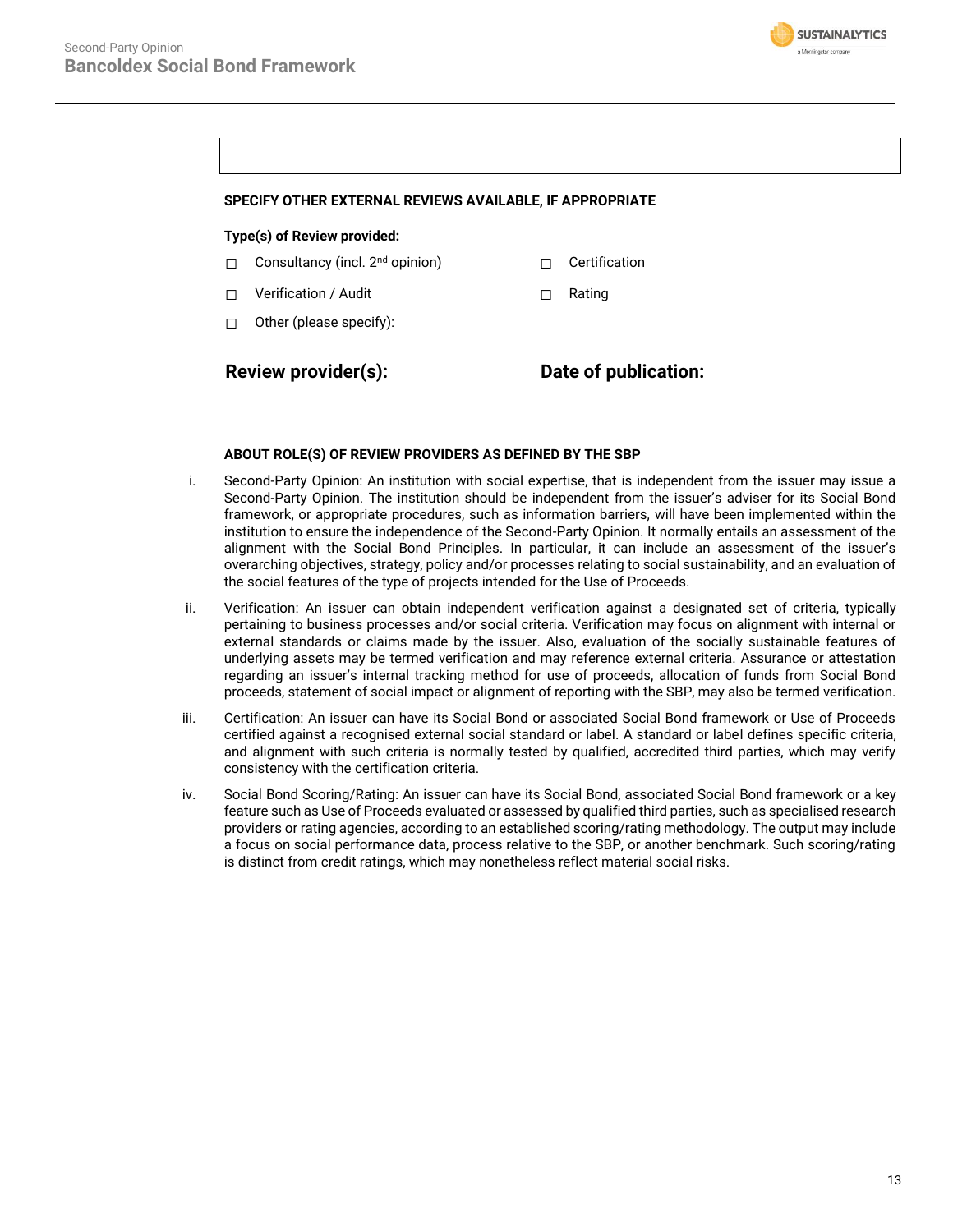**SPECIFY OTHER EXTERNAL REVIEWS AVAILABLE, IF APPROPRIATE**

**Type(s) of Review provided:**

| | |
|---|---|
| ☐ Consultancy (incl. 2nd opinion) | ☐ Certification |
| ☐ Verification / Audit | ☐ Rating |
| ☐ Other (please specify): | |

| **Review provider(s):** | **Date of publication:** |
|---|---|
| | |

**ABOUT ROLE(S) OF REVIEW PROVIDERS AS DEFINED BY THE SBP**

i. Second-Party Opinion: An institution with social expertise, that is independent from the issuer may issue a Second-Party Opinion. The institution should be independent from the issuer's adviser for its Social Bond framework, or appropriate procedures, such as information barriers, will have been implemented within the institution to ensure the independence of the Second-Party Opinion. It normally entails an assessment of the alignment with the Social Bond Principles. In particular, it can include an assessment of the issuer's overarching objectives, strategy, policy and/or processes relating to social sustainability, and an evaluation of the social features of the type of projects intended for the Use of Proceeds.

ii. Verification: An issuer can obtain independent verification against a designated set of criteria, typically pertaining to business processes and/or social criteria. Verification may focus on alignment with internal or external standards or claims made by the issuer. Also, evaluation of the socially sustainable features of underlying assets may be termed verification and may reference external criteria. Assurance or attestation regarding an issuer's internal tracking method for use of proceeds, allocation of funds from Social Bond proceeds, statement of social impact or alignment of reporting with the SBP, may also be termed verification.

iii. Certification: An issuer can have its Social Bond or associated Social Bond framework or Use of Proceeds certified against a recognised external social standard or label. A standard or label defines specific criteria, and alignment with such criteria is normally tested by qualified, accredited third parties, which may verify consistency with the certification criteria.

iv. Social Bond Scoring/Rating: An issuer can have its Social Bond, associated Social Bond framework or a key feature such as Use of Proceeds evaluated or assessed by qualified third parties, such as specialised research providers or rating agencies, according to an established scoring/rating methodology. The output may include a focus on social performance data, process relative to the SBP, or another benchmark. Such scoring/rating is distinct from credit ratings, which may nonetheless reflect material social risks.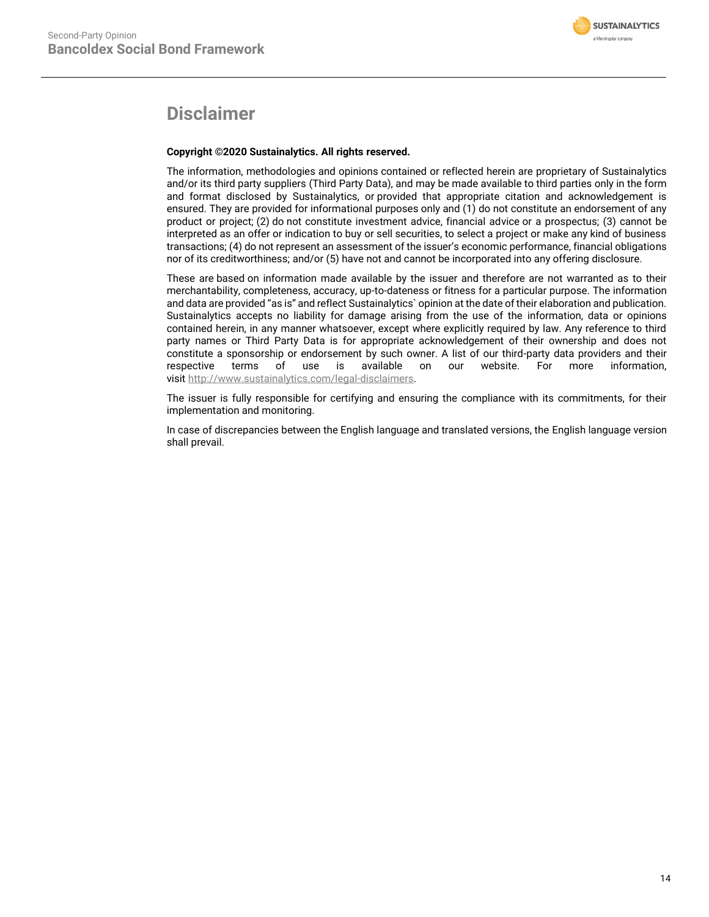# Disclaimer

**Copyright ©2020 Sustainalytics. All rights reserved.**

The information, methodologies and opinions contained or reflected herein are proprietary of Sustainalytics and/or its third party suppliers (Third Party Data), and may be made available to third parties only in the form and format disclosed by Sustainalytics, or provided that appropriate citation and acknowledgement is ensured. They are provided for informational purposes only and (1) do not constitute an endorsement of any product or project; (2) do not constitute investment advice, financial advice or a prospectus; (3) cannot be interpreted as an offer or indication to buy or sell securities, to select a project or make any kind of business transactions; (4) do not represent an assessment of the issuer's economic performance, financial obligations nor of its creditworthiness; and/or (5) have not and cannot be incorporated into any offering disclosure.

These are based on information made available by the issuer and therefore are not warranted as to their merchantability, completeness, accuracy, up-to-dateness or fitness for a particular purpose. The information and data are provided "as is" and reflect Sustainalytics` opinion at the date of their elaboration and publication. Sustainalytics accepts no liability for damage arising from the use of the information, data or opinions contained herein, in any manner whatsoever, except where explicitly required by law. Any reference to third party names or Third Party Data is for appropriate acknowledgement of their ownership and does not constitute a sponsorship or endorsement by such owner. A list of our third-party data providers and their respective terms of use is available on our website. For more information, visit http://www.sustainalytics.com/legal-disclaimers.

The issuer is fully responsible for certifying and ensuring the compliance with its commitments, for their implementation and monitoring.

In case of discrepancies between the English language and translated versions, the English language version shall prevail.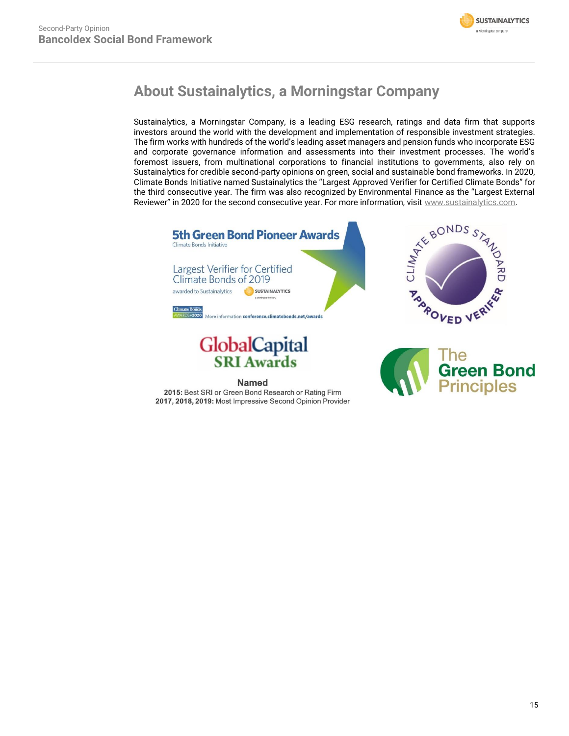# About Sustainalytics, a Morningstar Company

Sustainalytics, a Morningstar Company, is a leading ESG research, ratings and data firm that supports investors around the world with the development and implementation of responsible investment strategies. The firm works with hundreds of the world's leading asset managers and pension funds who incorporate ESG and corporate governance information and assessments into their investment processes. The world's foremost issuers, from multinational corporations to financial institutions to governments, also rely on Sustainalytics for credible second-party opinions on green, social and sustainable bond frameworks. In 2020, Climate Bonds Initiative named Sustainalytics the "Largest Approved Verifier for Certified Climate Bonds" for the third consecutive year. The firm was also recognized by Environmental Finance as the "Largest External Reviewer" in 2020 for the second consecutive year. For more information, visit www.sustainalytics.com.

5th Green Bond Pioneer Awards
Climate Bonds Initiative

Largest Verifier for Certified Climate Bonds of 2019
awarded to Sustainalytics

More information conference.climatebonds.net/awards

Climate Bonds Standard Approved Verifier

GlobalCapital SRI Awards

**Named**
**2015:** Best SRI or Green Bond Research or Rating Firm
**2017, 2018, 2019:** Most Impressive Second Opinion Provider

The Green Bond Principles